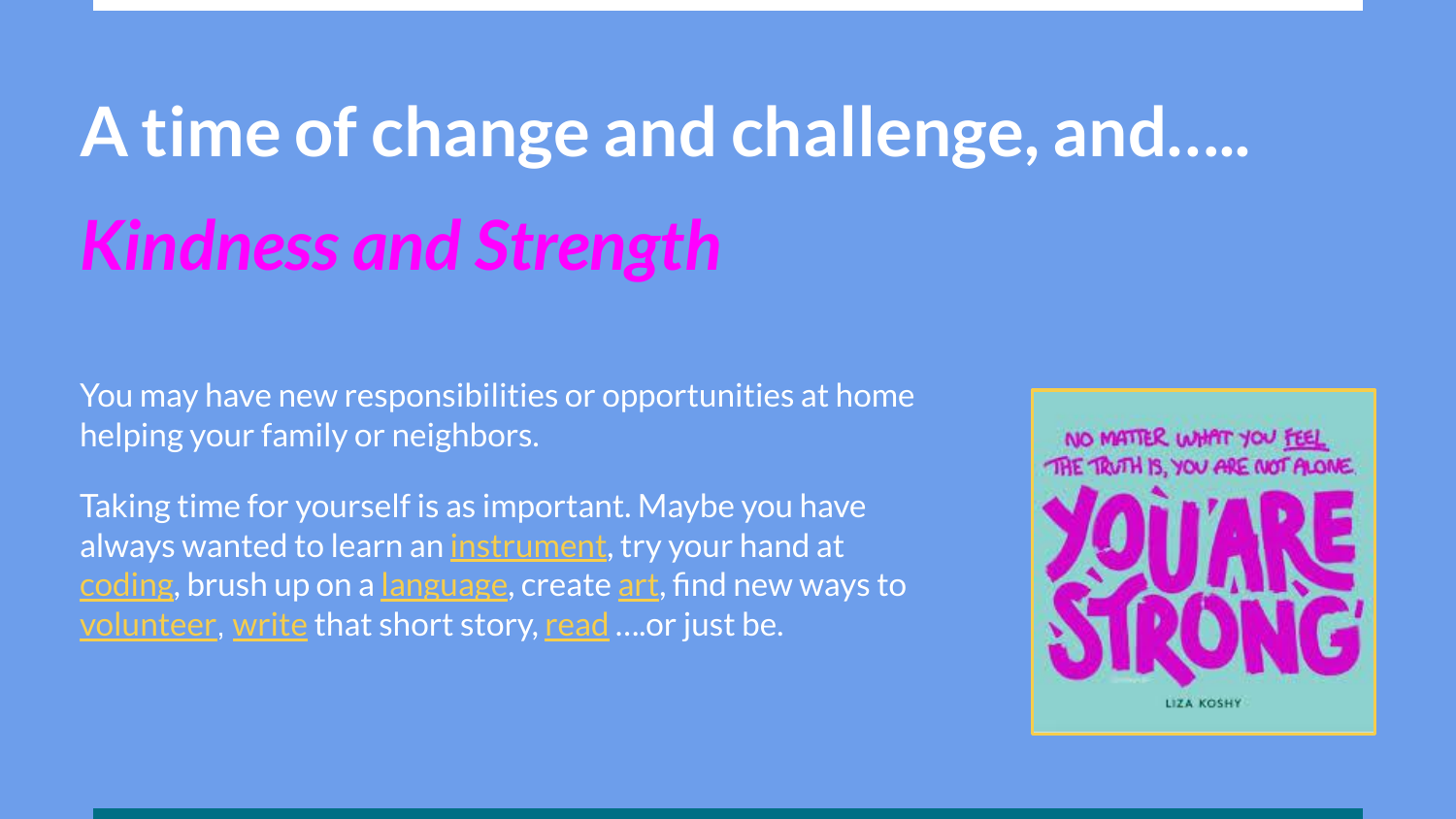# A time of change and challenge, and…..

## *Kindness and Strength*

You may have new responsibilities or opportunities at home helping your family or neighbors.

Taking time for yourself is as important. Maybe you have always wanted to learn an instrument, try your hand at coding, brush up on a language, create art, find new ways to volunteer, write that short story, read ….or just be.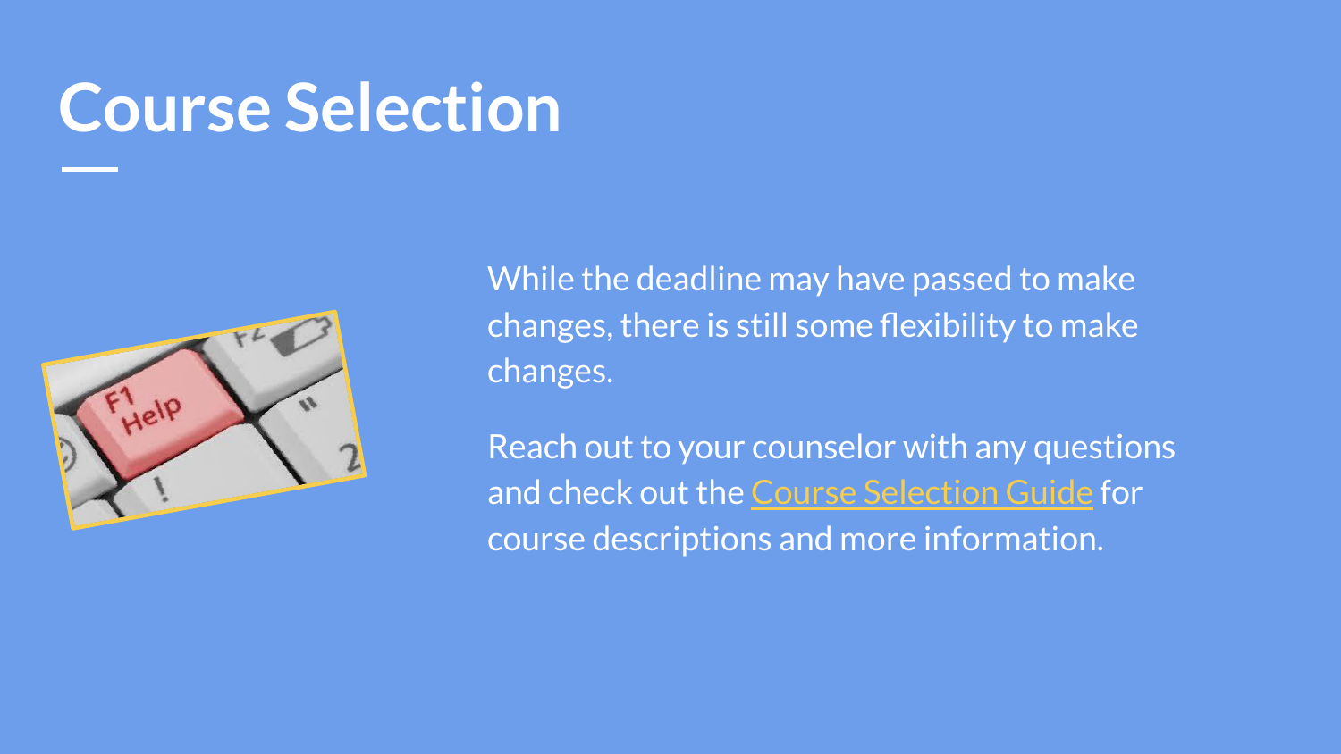# Course Selection

While the deadline may have passed to make changes, there is still some flexibility to make changes.

Reach out to your counselor with any questions and check out the Course Selection Guide for course descriptions and more information.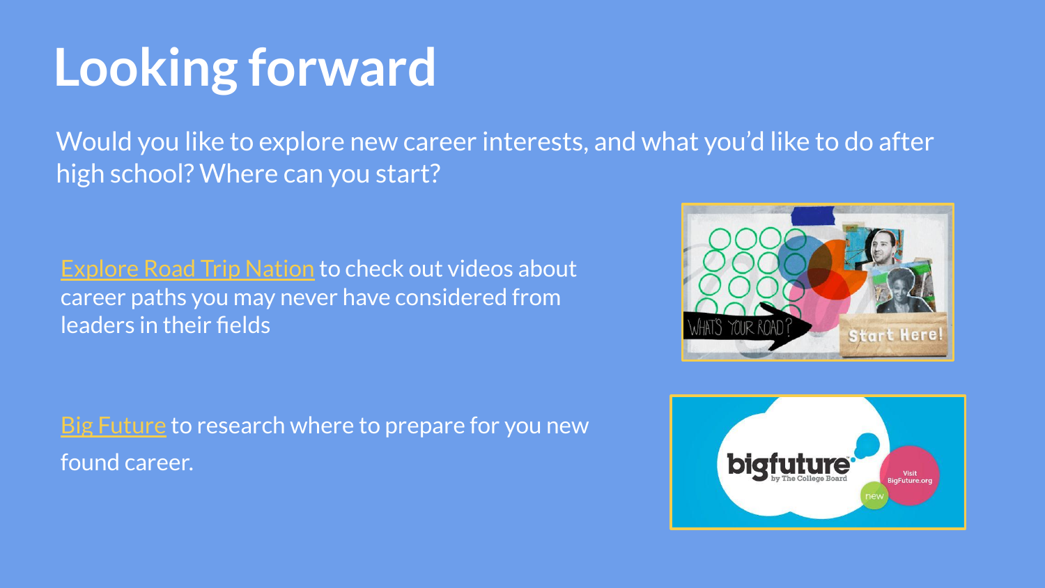# Looking forward

Would you like to explore new career interests, and what you'd like to do after high school? Where can you start?

Explore Road Trip Nation to check out videos about career paths you may never have considered from leaders in their fields

Big Future to research where to prepare for you new found career.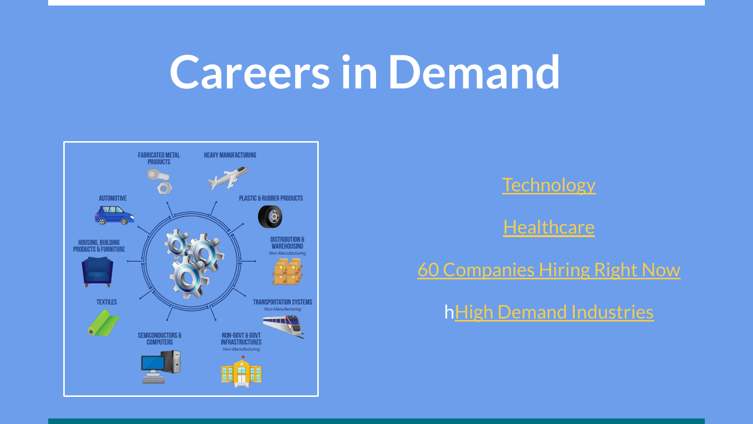# Careers in Demand

FABRICATED METAL PRODUCTS

HEAVY MANUFACTURING

AUTOMOTIVE

PLASTIC & RUBBER PRODUCTS

HOUSING, BUILDING PRODUCTS & FURNITURE

DISTRIBUTION & WAREHOUSING
*Non-Manufacturing*

TEXTILES

TRANSPORTATION SYSTEMS
*Non-Manufacturing*

SEMICONDUCTORS & COMPUTERS

NON-GOVT & GOVT INFRASTRUCTURES
*Non-Manufacturing*

Technology

Healthcare

60 Companies Hiring Right Now

hHigh Demand Industries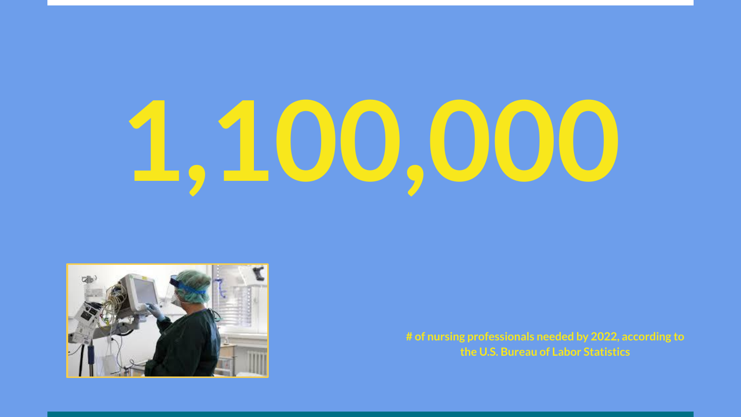# 1,100,000

**# of nursing professionals needed by 2022, according to the U.S. Bureau of Labor Statistics**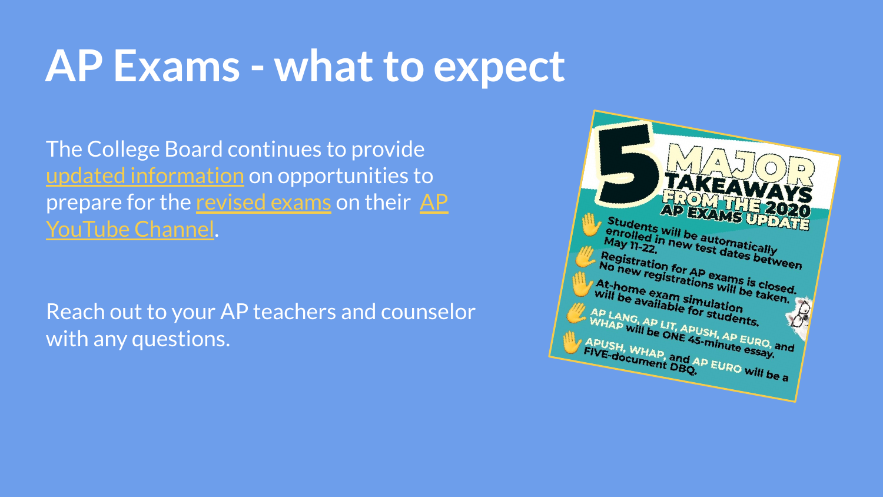# AP Exams - what to expect

The College Board continues to provide updated information on opportunities to prepare for the revised exams on their AP YouTube Channel.

Reach out to your AP teachers and counselor with any questions.

## 5 MAJOR TAKEAWAYS FROM THE 2020 AP EXAMS UPDATE

- Students will be automatically enrolled in new test dates between May 11-22.
- Registration for AP exams is closed. No new registrations will be taken.
- At-home exam simulation will be available for students.
- AP LANG, AP LIT, APUSH, AP EURO, and WHAP will be ONE 45-minute essay.
- APUSH, WHAP, and AP EURO will be a FIVE-document DBQ.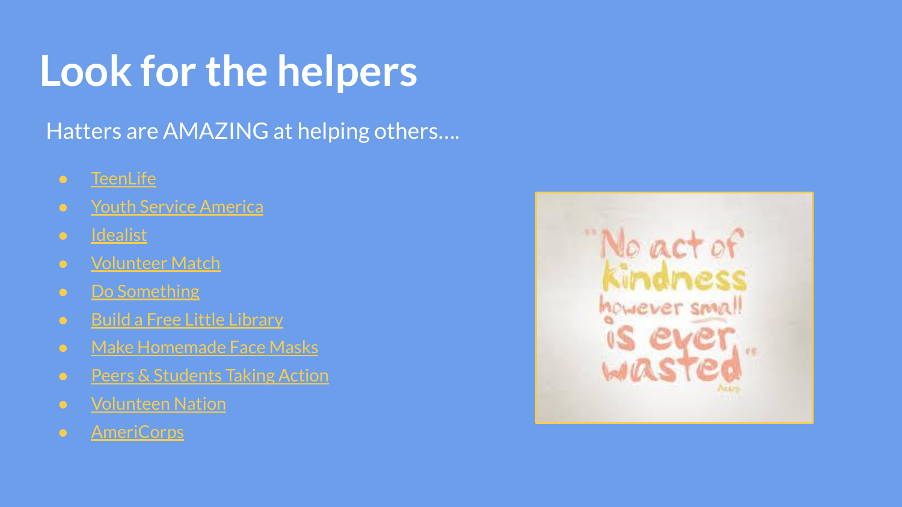# Look for the helpers

Hatters are AMAZING at helping others….

- TeenLife
- Youth Service America
- Idealist
- Volunteer Match
- Do Something
- Build a Free Little Library
- Make Homemade Face Masks
- Peers & Students Taking Action
- Volunteen Nation
- AmeriCorps